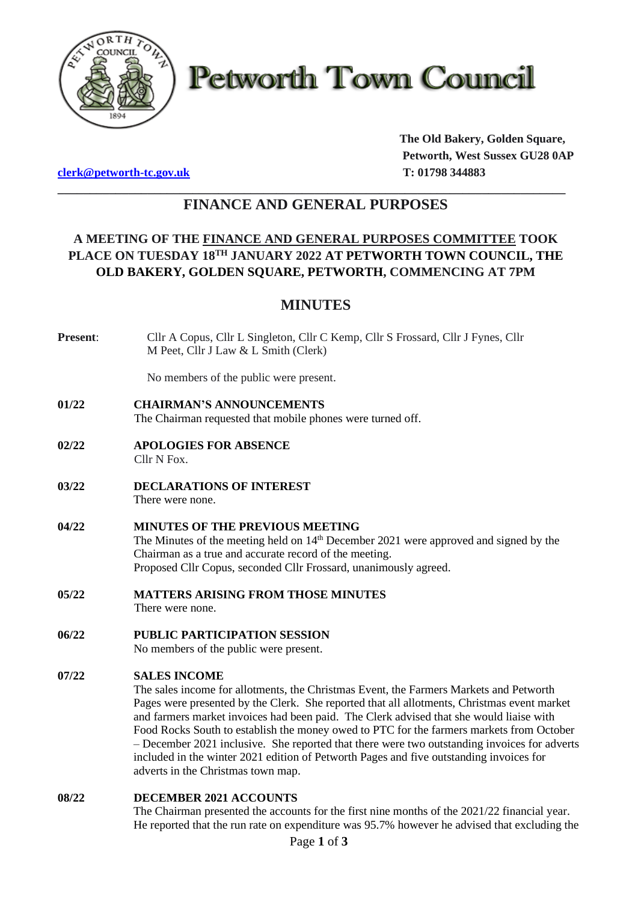# Petworth Town Council

The Old Bakery, Golden Square,
Petworth, West Sussex GU28 0AP
T: 01798 344883

clerk@petworth-tc.gov.uk

## FINANCE AND GENERAL PURPOSES

**A MEETING OF THE FINANCE AND GENERAL PURPOSES COMMITTEE TOOK PLACE ON TUESDAY 18TH JANUARY 2022 AT PETWORTH TOWN COUNCIL, THE OLD BAKERY, GOLDEN SQUARE, PETWORTH, COMMENCING AT 7PM**

## MINUTES

**Present**: Cllr A Copus, Cllr L Singleton, Cllr C Kemp, Cllr S Frossard, Cllr J Fynes, Cllr M Peet, Cllr J Law & L Smith (Clerk)

No members of the public were present.

**01/22 CHAIRMAN'S ANNOUNCEMENTS**
The Chairman requested that mobile phones were turned off.

**02/22 APOLOGIES FOR ABSENCE**
Cllr N Fox.

**03/22 DECLARATIONS OF INTEREST**
There were none.

**04/22 MINUTES OF THE PREVIOUS MEETING**
The Minutes of the meeting held on 14th December 2021 were approved and signed by the Chairman as a true and accurate record of the meeting.
Proposed Cllr Copus, seconded Cllr Frossard, unanimously agreed.

**05/22 MATTERS ARISING FROM THOSE MINUTES**
There were none.

**06/22 PUBLIC PARTICIPATION SESSION**
No members of the public were present.

**07/22 SALES INCOME**
The sales income for allotments, the Christmas Event, the Farmers Markets and Petworth Pages were presented by the Clerk. She reported that all allotments, Christmas event market and farmers market invoices had been paid. The Clerk advised that she would liaise with Food Rocks South to establish the money owed to PTC for the farmers markets from October – December 2021 inclusive. She reported that there were two outstanding invoices for adverts included in the winter 2021 edition of Petworth Pages and five outstanding invoices for adverts in the Christmas town map.

**08/22 DECEMBER 2021 ACCOUNTS**
The Chairman presented the accounts for the first nine months of the 2021/22 financial year. He reported that the run rate on expenditure was 95.7% however he advised that excluding the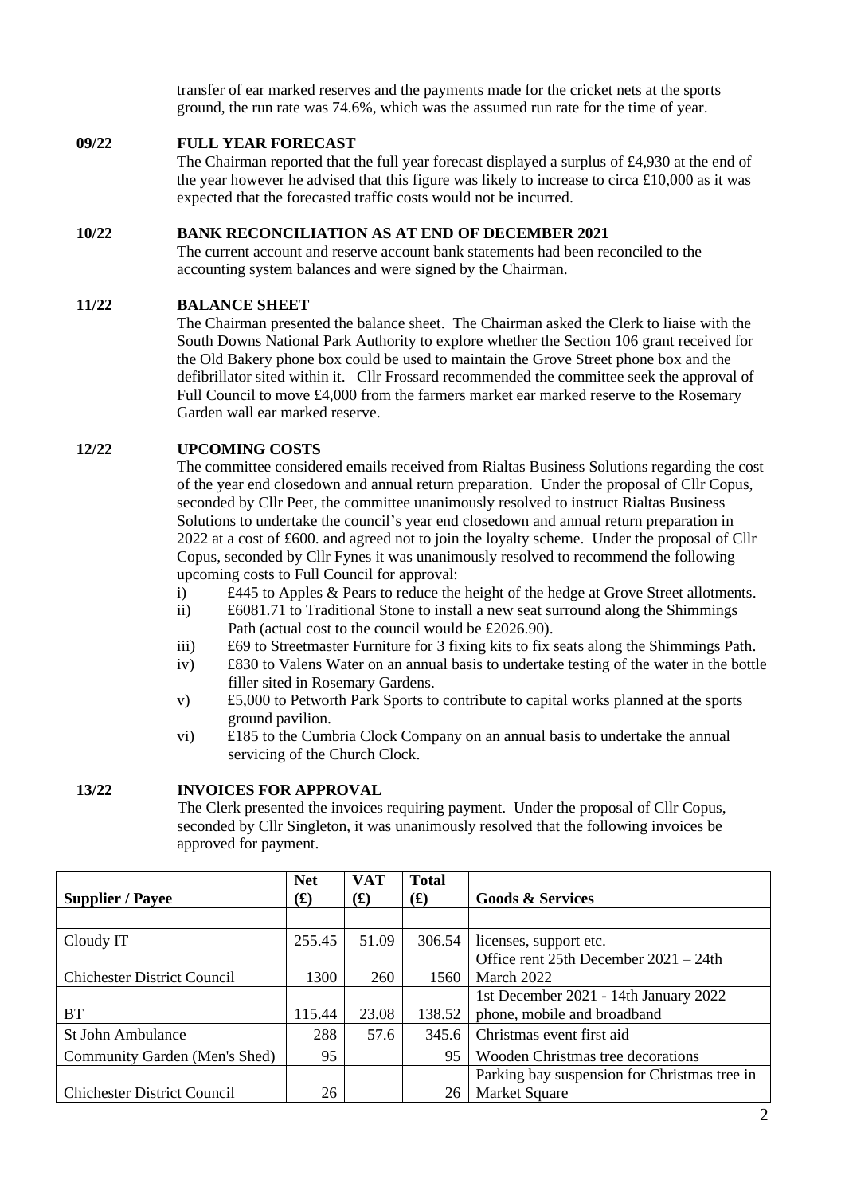transfer of ear marked reserves and the payments made for the cricket nets at the sports ground, the run rate was 74.6%, which was the assumed run rate for the time of year.

**09/22 FULL YEAR FORECAST**

The Chairman reported that the full year forecast displayed a surplus of £4,930 at the end of the year however he advised that this figure was likely to increase to circa £10,000 as it was expected that the forecasted traffic costs would not be incurred.

**10/22 BANK RECONCILIATION AS AT END OF DECEMBER 2021**

The current account and reserve account bank statements had been reconciled to the accounting system balances and were signed by the Chairman.

**11/22 BALANCE SHEET**

The Chairman presented the balance sheet. The Chairman asked the Clerk to liaise with the South Downs National Park Authority to explore whether the Section 106 grant received for the Old Bakery phone box could be used to maintain the Grove Street phone box and the defibrillator sited within it. Cllr Frossard recommended the committee seek the approval of Full Council to move £4,000 from the farmers market ear marked reserve to the Rosemary Garden wall ear marked reserve.

**12/22 UPCOMING COSTS**

The committee considered emails received from Rialtas Business Solutions regarding the cost of the year end closedown and annual return preparation. Under the proposal of Cllr Copus, seconded by Cllr Peet, the committee unanimously resolved to instruct Rialtas Business Solutions to undertake the council's year end closedown and annual return preparation in 2022 at a cost of £600. and agreed not to join the loyalty scheme. Under the proposal of Cllr Copus, seconded by Cllr Fynes it was unanimously resolved to recommend the following upcoming costs to Full Council for approval:

i) £445 to Apples & Pears to reduce the height of the hedge at Grove Street allotments.
ii) £6081.71 to Traditional Stone to install a new seat surround along the Shimmings Path (actual cost to the council would be £2026.90).
iii) £69 to Streetmaster Furniture for 3 fixing kits to fix seats along the Shimmings Path.
iv) £830 to Valens Water on an annual basis to undertake testing of the water in the bottle filler sited in Rosemary Gardens.
v) £5,000 to Petworth Park Sports to contribute to capital works planned at the sports ground pavilion.
vi) £185 to the Cumbria Clock Company on an annual basis to undertake the annual servicing of the Church Clock.

**13/22 INVOICES FOR APPROVAL**

The Clerk presented the invoices requiring payment. Under the proposal of Cllr Copus, seconded by Cllr Singleton, it was unanimously resolved that the following invoices be approved for payment.

| Supplier / Payee | Net (£) | VAT (£) | Total (£) | Goods & Services |
|---|---|---|---|---|
| | | | | |
| Cloudy IT | 255.45 | 51.09 | 306.54 | licenses, support etc. |
| Chichester District Council | 1300 | 260 | 1560 | Office rent 25th December 2021 – 24th March 2022 |
| BT | 115.44 | 23.08 | 138.52 | 1st December 2021 - 14th January 2022 phone, mobile and broadband |
| St John Ambulance | 288 | 57.6 | 345.6 | Christmas event first aid |
| Community Garden (Men's Shed) | 95 | | 95 | Wooden Christmas tree decorations |
| Chichester District Council | 26 | | 26 | Parking bay suspension for Christmas tree in Market Square |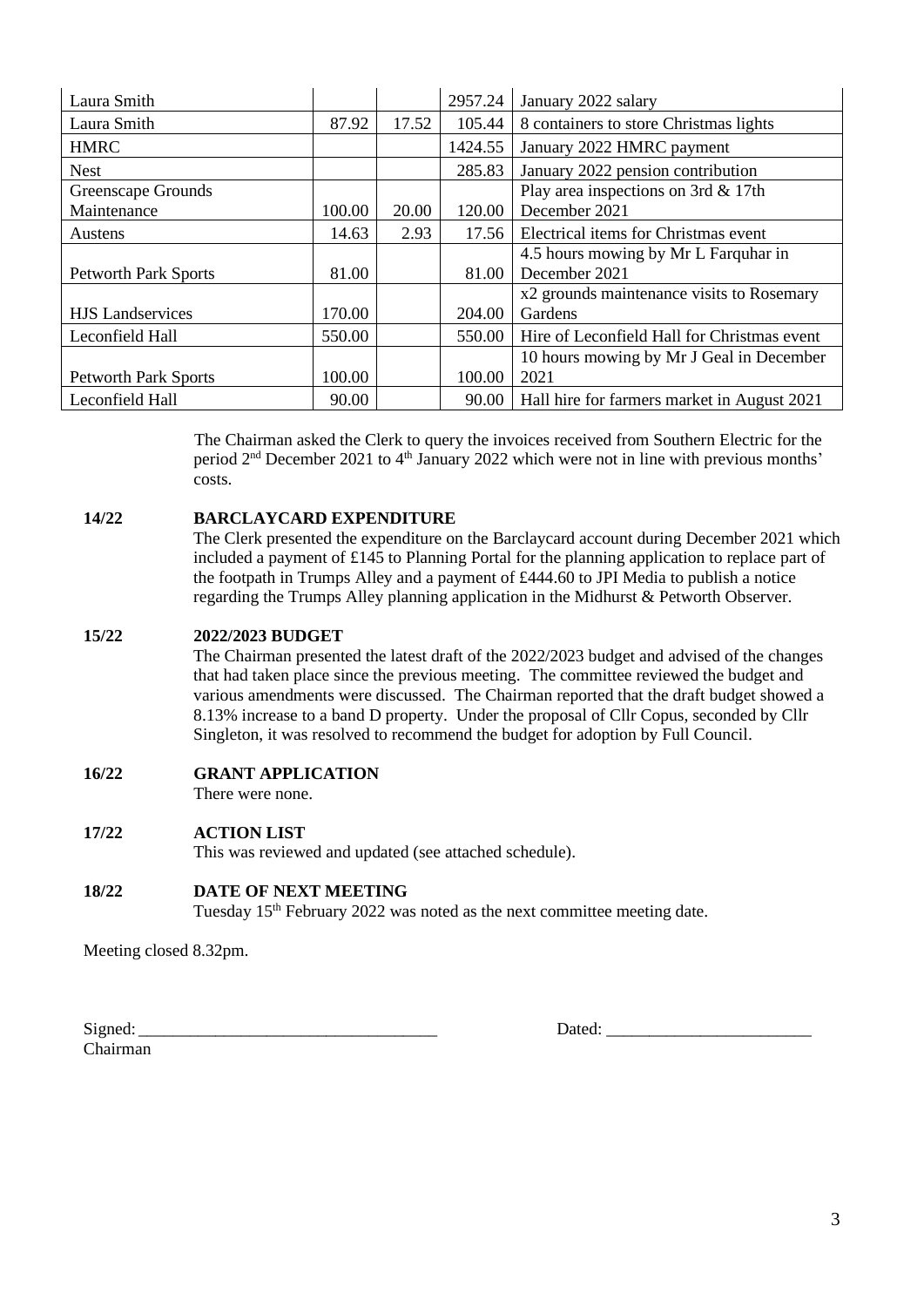| | | | | |
|---|---|---|---|---|
| Laura Smith | | | 2957.24 | January 2022 salary |
| Laura Smith | 87.92 | 17.52 | 105.44 | 8 containers to store Christmas lights |
| HMRC | | | 1424.55 | January 2022 HMRC payment |
| Nest | | | 285.83 | January 2022 pension contribution |
| Greenscape Grounds Maintenance | 100.00 | 20.00 | 120.00 | Play area inspections on 3rd & 17th December 2021 |
| Austens | 14.63 | 2.93 | 17.56 | Electrical items for Christmas event |
| Petworth Park Sports | 81.00 | | 81.00 | 4.5 hours mowing by Mr L Farquhar in December 2021 |
| HJS Landservices | 170.00 | | 204.00 | x2 grounds maintenance visits to Rosemary Gardens |
| Leconfield Hall | 550.00 | | 550.00 | Hire of Leconfield Hall for Christmas event |
| Petworth Park Sports | 100.00 | | 100.00 | 10 hours mowing by Mr J Geal in December 2021 |
| Leconfield Hall | 90.00 | | 90.00 | Hall hire for farmers market in August 2021 |

The Chairman asked the Clerk to query the invoices received from Southern Electric for the period 2nd December 2021 to 4th January 2022 which were not in line with previous months' costs.

**14/22 BARCLAYCARD EXPENDITURE**

The Clerk presented the expenditure on the Barclaycard account during December 2021 which included a payment of £145 to Planning Portal for the planning application to replace part of the footpath in Trumps Alley and a payment of £444.60 to JPI Media to publish a notice regarding the Trumps Alley planning application in the Midhurst & Petworth Observer.

**15/22 2022/2023 BUDGET**

The Chairman presented the latest draft of the 2022/2023 budget and advised of the changes that had taken place since the previous meeting. The committee reviewed the budget and various amendments were discussed. The Chairman reported that the draft budget showed a 8.13% increase to a band D property. Under the proposal of Cllr Copus, seconded by Cllr Singleton, it was resolved to recommend the budget for adoption by Full Council.

**16/22 GRANT APPLICATION**

There were none.

**17/22 ACTION LIST**

This was reviewed and updated (see attached schedule).

**18/22 DATE OF NEXT MEETING**

Tuesday 15th February 2022 was noted as the next committee meeting date.

Meeting closed 8.32pm.

Signed: ___________________________________ Dated: ________________________

Chairman